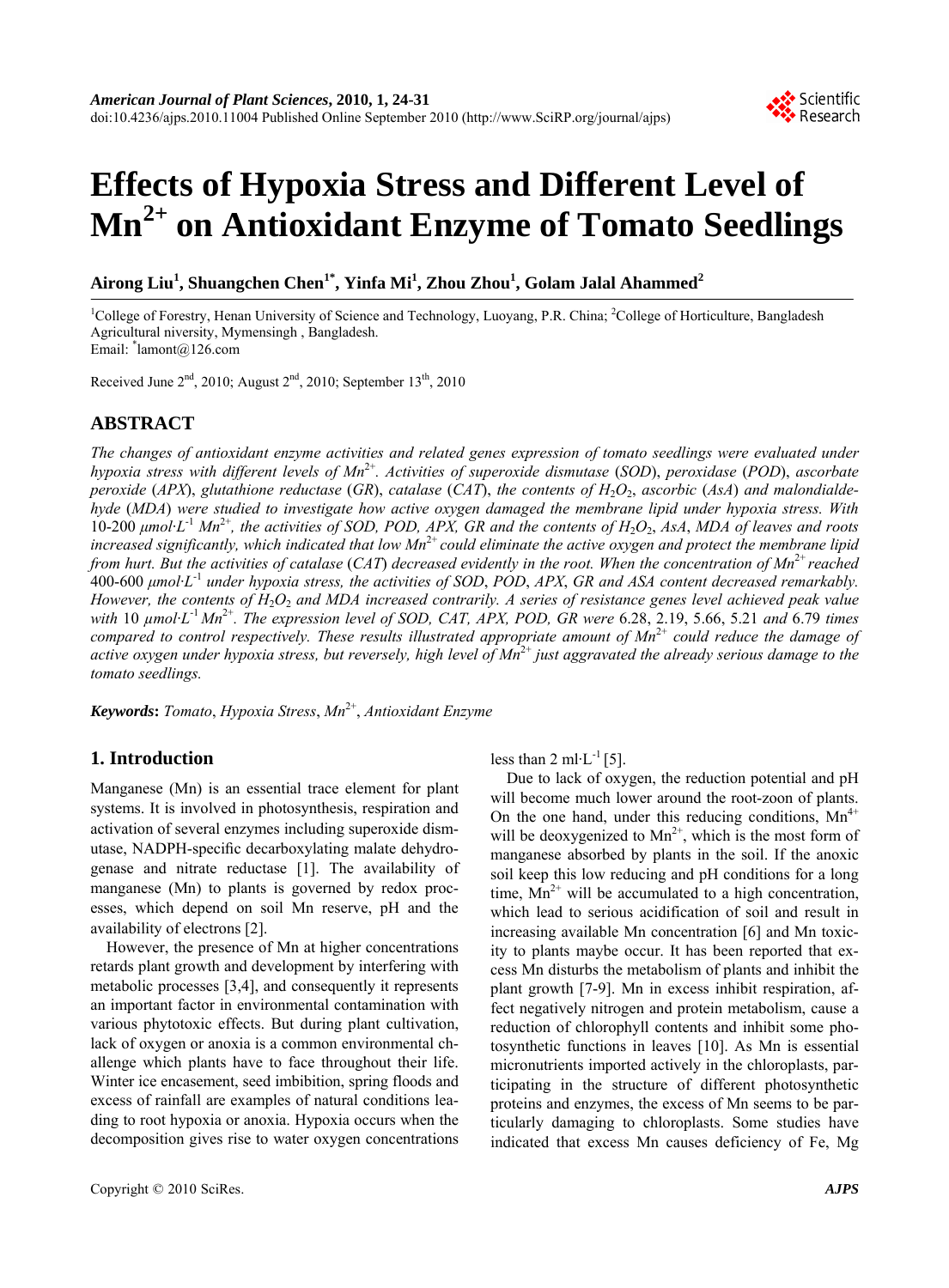# Effects of Hypoxia Stress and Different Level of $Mn^{2+}$ on Antioxidant Enzyme of Tomato Seedlings

**Airong Liu[1], Shuangchen Chen[1*], Yinfa Mi[1], Zhou Zhou[1], Golam Jalal Ahammed[2]**

[1]College of Forestry, Henan University of Science and Technology, Luoyang, P.R. China; [2]College of Horticulture, Bangladesh Agricultural niversity, Mymensingh , Bangladesh.
Email: *lamont@126.com

Received June 2nd, 2010; August 2nd, 2010; September 13th, 2010

## ABSTRACT

*The changes of antioxidant enzyme activities and related genes expression of tomato seedlings were evaluated under hypoxia stress with different levels of $Mn^{2+}$. Activities of superoxide dismutase (SOD), peroxidase (POD), ascorbate peroxide (APX), glutathione reductase (GR), catalase (CAT), the contents of $H_2O_2$, ascorbic (AsA) and malondialdehyde (MDA) were studied to investigate how active oxygen damaged the membrane lipid under hypoxia stress. With 10-200 $\mu mol \cdot L^{-1}$ $Mn^{2+}$, the activities of SOD, POD, APX, GR and the contents of $H_2O_2$, AsA, MDA of leaves and roots increased significantly, which indicated that low $Mn^{2+}$ could eliminate the active oxygen and protect the membrane lipid from hurt. But the activities of catalase (CAT) decreased evidently in the root. When the concentration of $Mn^{2+}$ reached 400-600 $\mu mol \cdot L^{-1}$ under hypoxia stress, the activities of SOD, POD, APX, GR and ASA content decreased remarkably. However, the contents of $H_2O_2$ and MDA increased contrarily. A series of resistance genes level achieved peak value with 10 $\mu mol \cdot L^{-1}$ $Mn^{2+}$. The expression level of SOD, CAT, APX, POD, GR were 6.28, 2.19, 5.66, 5.21 and 6.79 times compared to control respectively. These results illustrated appropriate amount of $Mn^{2+}$ could reduce the damage of active oxygen under hypoxia stress, but reversely, high level of $Mn^{2+}$ just aggravated the already serious damage to the tomato seedlings.*

***Keywords**: Tomato, Hypoxia Stress, $Mn^{2+}$, Antioxidant Enzyme*

## 1. Introduction

Manganese (Mn) is an essential trace element for plant systems. It is involved in photosynthesis, respiration and activation of several enzymes including superoxide dismutase, NADPH-specific decarboxylating malate dehydrogenase and nitrate reductase [1]. The availability of manganese (Mn) to plants is governed by redox processes, which depend on soil Mn reserve, pH and the availability of electrons [2].

However, the presence of Mn at higher concentrations retards plant growth and development by interfering with metabolic processes [3,4], and consequently it represents an important factor in environmental contamination with various phytotoxic effects. But during plant cultivation, lack of oxygen or anoxia is a common environmental challenge which plants have to face throughout their life. Winter ice encasement, seed imbibition, spring floods and excess of rainfall are examples of natural conditions leading to root hypoxia or anoxia. Hypoxia occurs when the decomposition gives rise to water oxygen concentrations less than 2 $ml \cdot L^{-1}$ [5].

Due to lack of oxygen, the reduction potential and pH will become much lower around the root-zoon of plants. On the one hand, under this reducing conditions, $Mn^{4+}$ will be deoxygenized to $Mn^{2+}$, which is the most form of manganese absorbed by plants in the soil. If the anoxic soil keep this low reducing and pH conditions for a long time, $Mn^{2+}$ will be accumulated to a high concentration, which lead to serious acidification of soil and result in increasing available Mn concentration [6] and Mn toxicity to plants maybe occur. It has been reported that excess Mn disturbs the metabolism of plants and inhibit the plant growth [7-9]. Mn in excess inhibit respiration, affect negatively nitrogen and protein metabolism, cause a reduction of chlorophyll contents and inhibit some photosynthetic functions in leaves [10]. As Mn is essential micronutrients imported actively in the chloroplasts, participating in the structure of different photosynthetic proteins and enzymes, the excess of Mn seems to be particularly damaging to chloroplasts. Some studies have indicated that excess Mn causes deficiency of Fe, Mg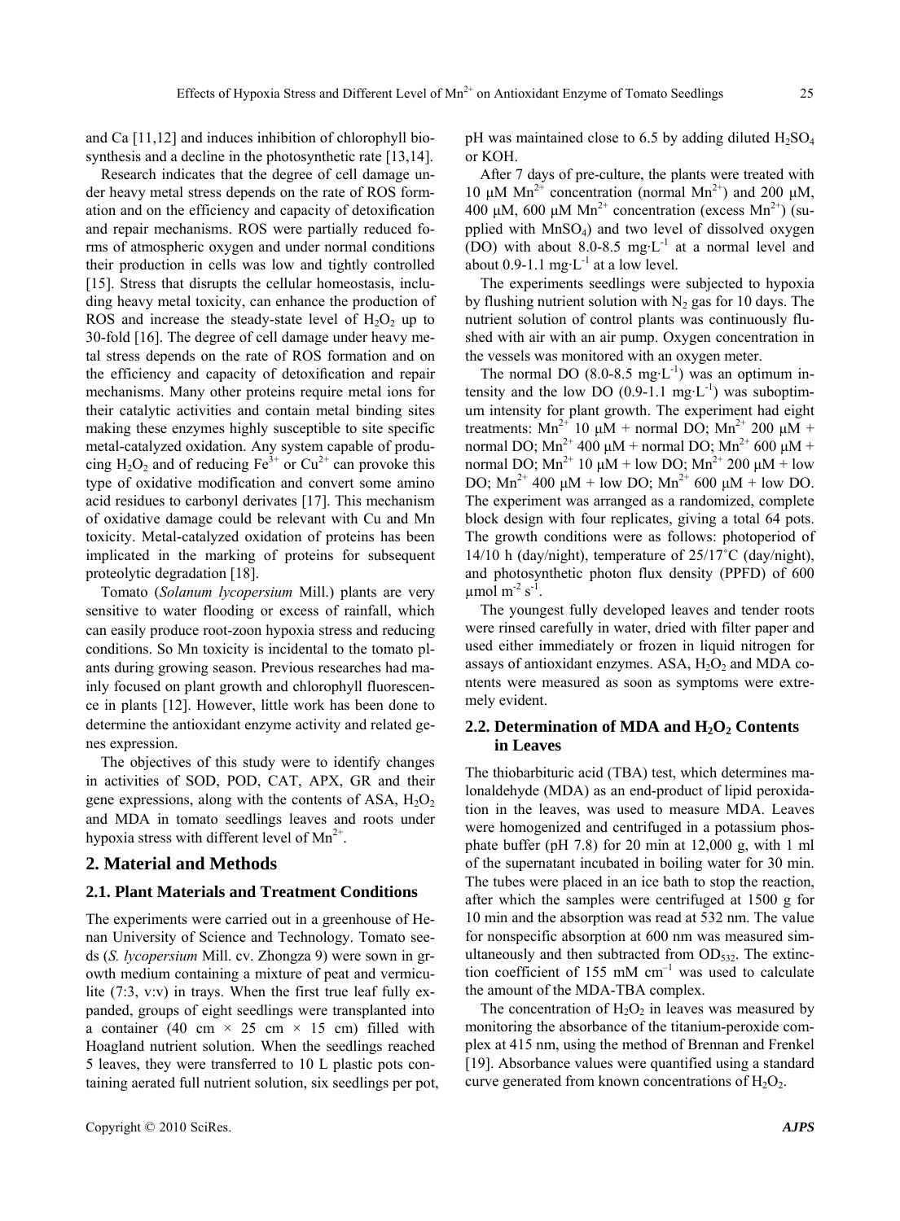and Ca [11,12] and induces inhibition of chlorophyll biosynthesis and a decline in the photosynthetic rate [13,14].

Research indicates that the degree of cell damage under heavy metal stress depends on the rate of ROS formation and on the efficiency and capacity of detoxification and repair mechanisms. ROS were partially reduced forms of atmospheric oxygen and under normal conditions their production in cells was low and tightly controlled [15]. Stress that disrupts the cellular homeostasis, including heavy metal toxicity, can enhance the production of ROS and increase the steady-state level of $H_2O_2$ up to 30-fold [16]. The degree of cell damage under heavy metal stress depends on the rate of ROS formation and on the efficiency and capacity of detoxification and repair mechanisms. Many other proteins require metal ions for their catalytic activities and contain metal binding sites making these enzymes highly susceptible to site specific metal-catalyzed oxidation. Any system capable of producing $H_2O_2$ and of reducing $Fe^{3+}$ or $Cu^{2+}$ can provoke this type of oxidative modification and convert some amino acid residues to carbonyl derivates [17]. This mechanism of oxidative damage could be relevant with Cu and Mn toxicity. Metal-catalyzed oxidation of proteins has been implicated in the marking of proteins for subsequent proteolytic degradation [18].

Tomato (*Solanum lycopersium* Mill.) plants are very sensitive to water flooding or excess of rainfall, which can easily produce root-zoon hypoxia stress and reducing conditions. So Mn toxicity is incidental to the tomato plants during growing season. Previous researches had mainly focused on plant growth and chlorophyll fluorescence in plants [12]. However, little work has been done to determine the antioxidant enzyme activity and related genes expression.

The objectives of this study were to identify changes in activities of SOD, POD, CAT, APX, GR and their gene expressions, along with the contents of ASA, $H_2O_2$ and MDA in tomato seedlings leaves and roots under hypoxia stress with different level of $Mn^{2+}$.

## 2. Material and Methods

### 2.1. Plant Materials and Treatment Conditions

The experiments were carried out in a greenhouse of Henan University of Science and Technology. Tomato seeds (*S. lycopersium* Mill. cv. Zhongza 9) were sown in growth medium containing a mixture of peat and vermiculite (7:3, v:v) in trays. When the first true leaf fully expanded, groups of eight seedlings were transplanted into a container (40 cm × 25 cm × 15 cm) filled with Hoagland nutrient solution. When the seedlings reached 5 leaves, they were transferred to 10 L plastic pots containing aerated full nutrient solution, six seedlings per pot, pH was maintained close to 6.5 by adding diluted $H_2SO_4$ or KOH.

After 7 days of pre-culture, the plants were treated with 10 μM $Mn^{2+}$ concentration (normal $Mn^{2+}$) and 200 μM, 400 μM, 600 μM $Mn^{2+}$ concentration (excess $Mn^{2+}$) (supplied with $MnSO_4$) and two level of dissolved oxygen (DO) with about 8.0-8.5 $mg \cdot L^{-1}$ at a normal level and about 0.9-1.1 $mg \cdot L^{-1}$ at a low level.

The experiments seedlings were subjected to hypoxia by flushing nutrient solution with $N_2$ gas for 10 days. The nutrient solution of control plants was continuously flushed with air with an air pump. Oxygen concentration in the vessels was monitored with an oxygen meter.

The normal DO (8.0-8.5 $mg \cdot L^{-1}$) was an optimum intensity and the low DO (0.9-1.1 $mg \cdot L^{-1}$) was suboptimum intensity for plant growth. The experiment had eight treatments: $Mn^{2+}$ 10 μM + normal DO; $Mn^{2+}$ 200 μM + normal DO; $Mn^{2+}$ 400 μM + normal DO; $Mn^{2+}$ 600 μM + normal DO; $Mn^{2+}$ 10 μM + low DO; $Mn^{2+}$ 200 μM + low DO; $Mn^{2+}$ 400 μM + low DO; $Mn^{2+}$ 600 μM + low DO. The experiment was arranged as a randomized, complete block design with four replicates, giving a total 64 pots. The growth conditions were as follows: photoperiod of 14/10 h (day/night), temperature of 25/17˚C (day/night), and photosynthetic photon flux density (PPFD) of 600 $\mu mol\ m^{-2}\ s^{-1}$.

The youngest fully developed leaves and tender roots were rinsed carefully in water, dried with filter paper and used either immediately or frozen in liquid nitrogen for assays of antioxidant enzymes. ASA, $H_2O_2$ and MDA contents were measured as soon as symptoms were extremely evident.

### 2.2. Determination of MDA and $H_2O_2$ Contents in Leaves

The thiobarbituric acid (TBA) test, which determines malonaldehyde (MDA) as an end-product of lipid peroxidation in the leaves, was used to measure MDA. Leaves were homogenized and centrifuged in a potassium phosphate buffer (pH 7.8) for 20 min at 12,000 g, with 1 ml of the supernatant incubated in boiling water for 30 min. The tubes were placed in an ice bath to stop the reaction, after which the samples were centrifuged at 1500 g for 10 min and the absorption was read at 532 nm. The value for nonspecific absorption at 600 nm was measured simultaneously and then subtracted from $OD_{532}$. The extinction coefficient of 155 $mM\ cm^{-1}$ was used to calculate the amount of the MDA-TBA complex.

The concentration of $H_2O_2$ in leaves was measured by monitoring the absorbance of the titanium-peroxide complex at 415 nm, using the method of Brennan and Frenkel [19]. Absorbance values were quantified using a standard curve generated from known concentrations of $H_2O_2$.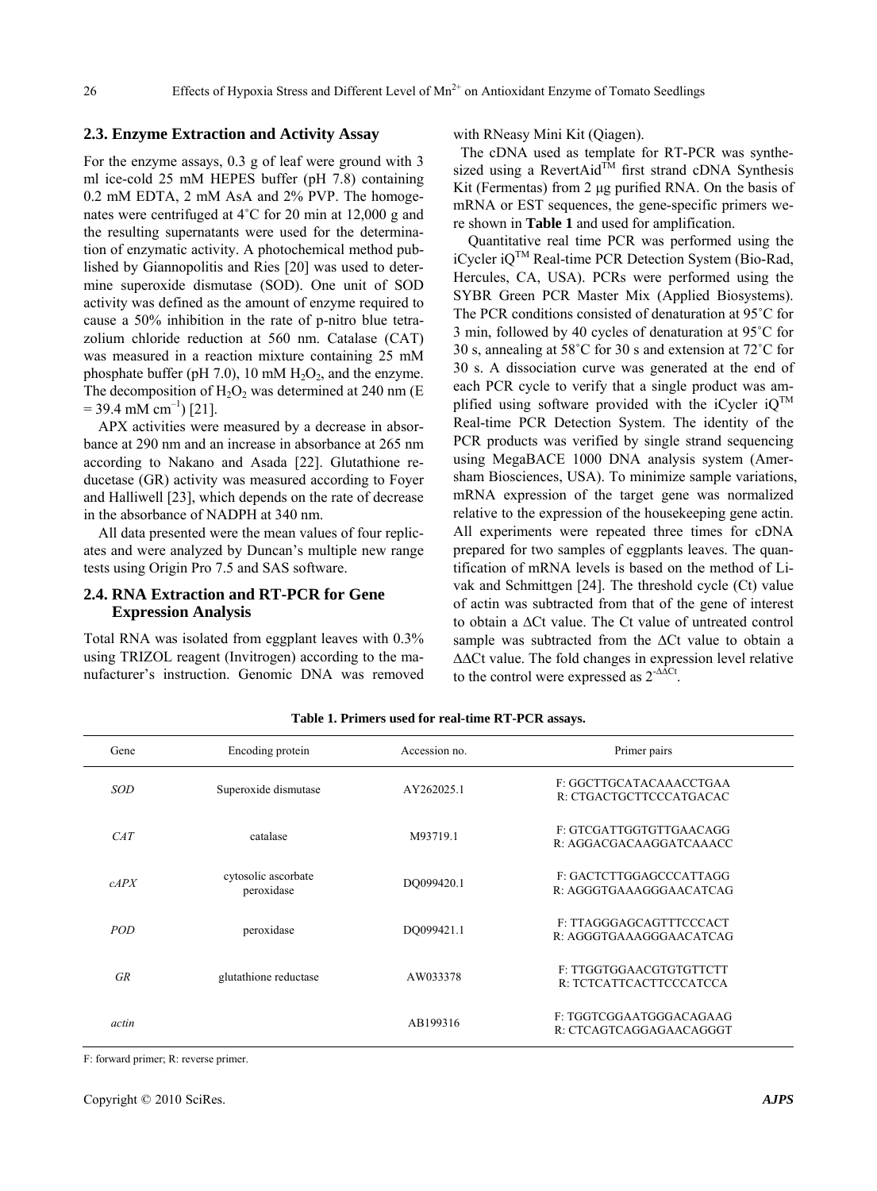## 2.3. Enzyme Extraction and Activity Assay

For the enzyme assays, 0.3 g of leaf were ground with 3 ml ice-cold 25 mM HEPES buffer (pH 7.8) containing 0.2 mM EDTA, 2 mM AsA and 2% PVP. The homogenates were centrifuged at 4˚C for 20 min at 12,000 g and the resulting supernatants were used for the determination of enzymatic activity. A photochemical method published by Giannopolitis and Ries [20] was used to determine superoxide dismutase (SOD). One unit of SOD activity was defined as the amount of enzyme required to cause a 50% inhibition in the rate of p-nitro blue tetrazolium chloride reduction at 560 nm. Catalase (CAT) was measured in a reaction mixture containing 25 mM phosphate buffer (pH 7.0), 10 mM $H_2O_2$, and the enzyme. The decomposition of $H_2O_2$ was determined at 240 nm (E = 39.4 mM $cm^{-1}$) [21].

APX activities were measured by a decrease in absorbance at 290 nm and an increase in absorbance at 265 nm according to Nakano and Asada [22]. Glutathione reducetase (GR) activity was measured according to Foyer and Halliwell [23], which depends on the rate of decrease in the absorbance of NADPH at 340 nm.

All data presented were the mean values of four replicates and were analyzed by Duncan's multiple new range tests using Origin Pro 7.5 and SAS software.

## 2.4. RNA Extraction and RT-PCR for Gene Expression Analysis

Total RNA was isolated from eggplant leaves with 0.3% using TRIZOL reagent (Invitrogen) according to the manufacturer's instruction. Genomic DNA was removed with RNeasy Mini Kit (Qiagen).

The cDNA used as template for RT-PCR was synthesized using a RevertAid™ first strand cDNA Synthesis Kit (Fermentas) from 2 μg purified RNA. On the basis of mRNA or EST sequences, the gene-specific primers were shown in **Table 1** and used for amplification.

Quantitative real time PCR was performed using the iCycler iQ™ Real-time PCR Detection System (Bio-Rad, Hercules, CA, USA). PCRs were performed using the SYBR Green PCR Master Mix (Applied Biosystems). The PCR conditions consisted of denaturation at 95˚C for 3 min, followed by 40 cycles of denaturation at 95˚C for 30 s, annealing at 58˚C for 30 s and extension at 72˚C for 30 s. A dissociation curve was generated at the end of each PCR cycle to verify that a single product was amplified using software provided with the iCycler iQ™ Real-time PCR Detection System. The identity of the PCR products was verified by single strand sequencing using MegaBACE 1000 DNA analysis system (Amersham Biosciences, USA). To minimize sample variations, mRNA expression of the target gene was normalized relative to the expression of the housekeeping gene actin. All experiments were repeated three times for cDNA prepared for two samples of eggplants leaves. The quantification of mRNA levels is based on the method of Livak and Schmittgen [24]. The threshold cycle (Ct) value of actin was subtracted from that of the gene of interest to obtain a ΔCt value. The Ct value of untreated control sample was subtracted from the ΔCt value to obtain a ΔΔCt value. The fold changes in expression level relative to the control were expressed as $2^{-\Delta\Delta Ct}$.

**Table 1. Primers used for real-time RT-PCR assays.**

| Gene | Encoding protein | Accession no. | Primer pairs |
|---|---|---|---|
| *SOD* | Superoxide dismutase | AY262025.1 | F: GGCTTGCATACAAACCTGAA<br>R: CTGACTGCTTCCCATGACAC |
| *CAT* | catalase | M93719.1 | F: GTCGATTGGTGTTGAACAGG<br>R: AGGACGACAAGGATCAAACC |
| *cAPX* | cytosolic ascorbate peroxidase | DQ099420.1 | F: GACTCTTGGAGCCCATTAGG<br>R: AGGGTGAAAGGGAACATCAG |
| *POD* | peroxidase | DQ099421.1 | F: TTAGGGAGCAGTTTCCCACT<br>R: AGGGTGAAAGGGAACATCAG |
| *GR* | glutathione reductase | AW033378 | F: TTGGTGGAACGTGTGTTCTT<br>R: TCTCATTCACTTCCCATCCA |
| *actin* | | AB199316 | F: TGGTCGGAATGGGACAGAAG<br>R: CTCAGTCAGGAGAACAGGGT |

F: forward primer; R: reverse primer.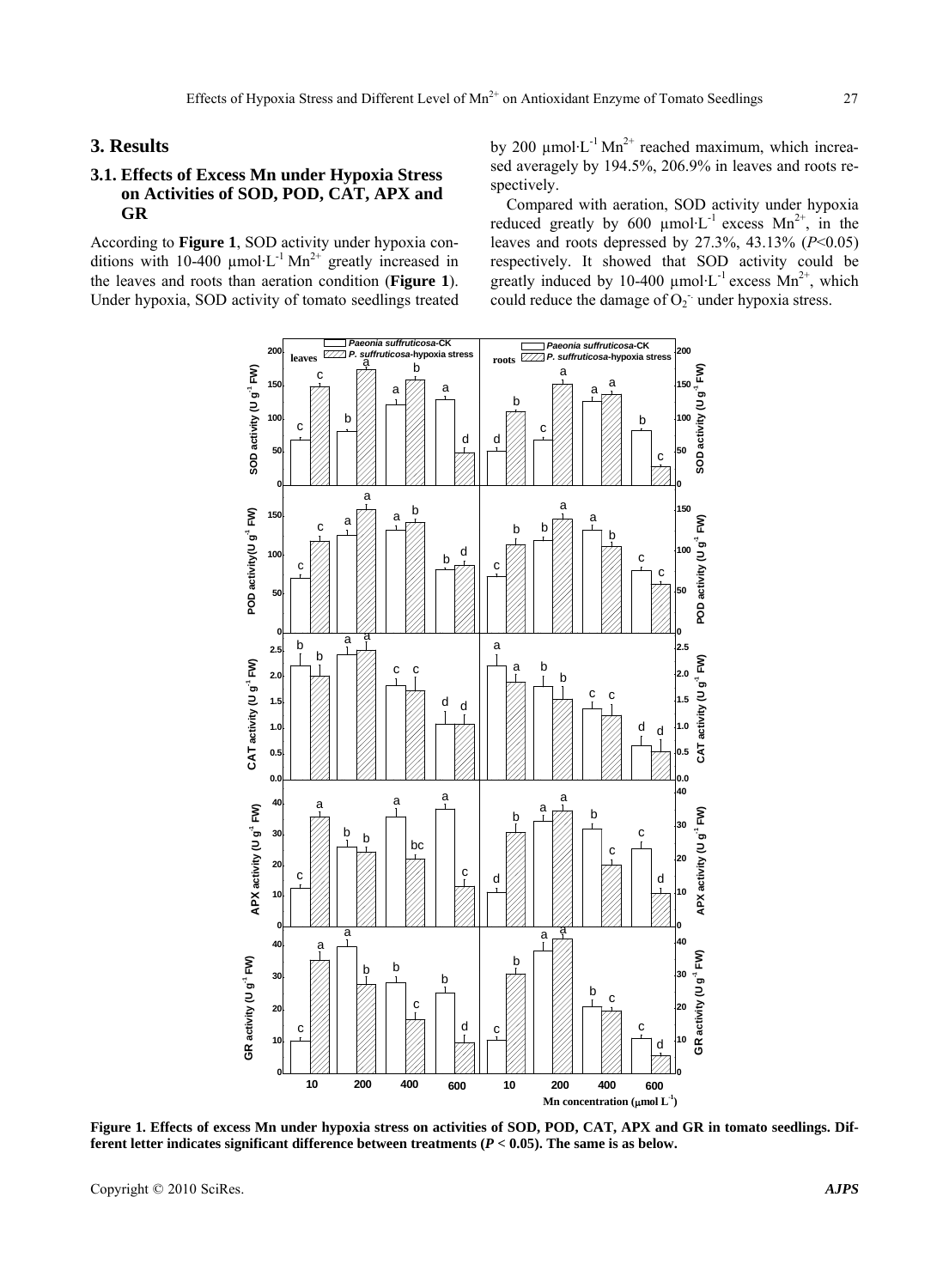## 3. Results

### 3.1. Effects of Excess Mn under Hypoxia Stress on Activities of SOD, POD, CAT, APX and GR

According to **Figure 1**, SOD activity under hypoxia conditions with 10-400 μmol·$L^{-1}$ $Mn^{2+}$ greatly increased in the leaves and roots than aeration condition (**Figure 1**). Under hypoxia, SOD activity of tomato seedlings treated by 200 μmol·$L^{-1}$ $Mn^{2+}$ reached maximum, which increased averagely by 194.5%, 206.9% in leaves and roots respectively.

Compared with aeration, SOD activity under hypoxia reduced greatly by 600 μmol·$L^{-1}$ excess $Mn^{2+}$, in the leaves and roots depressed by 27.3%, 43.13% ($P<0.05$) respectively. It showed that SOD activity could be greatly induced by 10-400 μmol·$L^{-1}$ excess $Mn^{2+}$, which could reduce the damage of $O_2^{\cdot-}$ under hypoxia stress.

**Figure 1. Effects of excess Mn under hypoxia stress on activities of SOD, POD, CAT, APX and GR in tomato seedlings. Different letter indicates significant difference between treatments ($P < 0.05$). The same is as below.**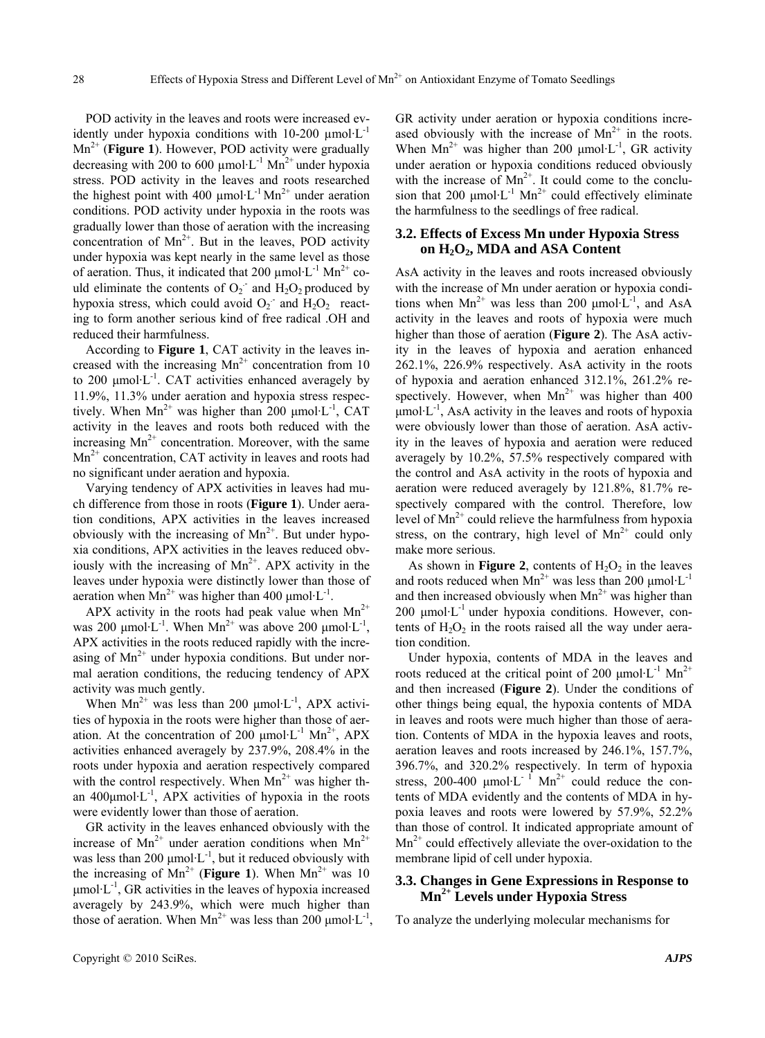POD activity in the leaves and roots were increased evidently under hypoxia conditions with 10-200 μmol·L$^{-1}$ $Mn^{2+}$ (**Figure 1**). However, POD activity were gradually decreasing with 200 to 600 μmol·L$^{-1}$ $Mn^{2+}$ under hypoxia stress. POD activity in the leaves and roots researched the highest point with 400 μmol·L$^{-1}$ $Mn^{2+}$ under aeration conditions. POD activity under hypoxia in the roots was gradually lower than those of aeration with the increasing concentration of $Mn^{2+}$. But in the leaves, POD activity under hypoxia was kept nearly in the same level as those of aeration. Thus, it indicated that 200 μmol·L$^{-1}$ $Mn^{2+}$ could eliminate the contents of $O_2^-$ and $H_2O_2$ produced by hypoxia stress, which could avoid $O_2^-$ and $H_2O_2$ reacting to form another serious kind of free radical .OH and reduced their harmfulness.

According to **Figure 1**, CAT activity in the leaves increased with the increasing $Mn^{2+}$ concentration from 10 to 200 μmol·L$^{-1}$. CAT activities enhanced averagely by 11.9%, 11.3% under aeration and hypoxia stress respectively. When $Mn^{2+}$ was higher than 200 μmol·L$^{-1}$, CAT activity in the leaves and roots both reduced with the increasing $Mn^{2+}$ concentration. Moreover, with the same $Mn^{2+}$ concentration, CAT activity in leaves and roots had no significant under aeration and hypoxia.

Varying tendency of APX activities in leaves had much difference from those in roots (**Figure 1**). Under aeration conditions, APX activities in the leaves increased obviously with the increasing of $Mn^{2+}$. But under hypoxia conditions, APX activities in the leaves reduced obviously with the increasing of $Mn^{2+}$. APX activity in the leaves under hypoxia were distinctly lower than those of aeration when $Mn^{2+}$ was higher than 400 μmol·L$^{-1}$.

APX activity in the roots had peak value when $Mn^{2+}$ was 200 μmol·L$^{-1}$. When $Mn^{2+}$ was above 200 μmol·L$^{-1}$, APX activities in the roots reduced rapidly with the increasing of $Mn^{2+}$ under hypoxia conditions. But under normal aeration conditions, the reducing tendency of APX activity was much gently.

When $Mn^{2+}$ was less than 200 μmol·L$^{-1}$, APX activities of hypoxia in the roots were higher than those of aeration. At the concentration of 200 μmol·L$^{-1}$ $Mn^{2+}$, APX activities enhanced averagely by 237.9%, 208.4% in the roots under hypoxia and aeration respectively compared with the control respectively. When $Mn^{2+}$ was higher than 400μmol·L$^{-1}$, APX activities of hypoxia in the roots were evidently lower than those of aeration.

GR activity in the leaves enhanced obviously with the increase of $Mn^{2+}$ under aeration conditions when $Mn^{2+}$ was less than 200 μmol·L$^{-1}$, but it reduced obviously with the increasing of $Mn^{2+}$ (**Figure 1**). When $Mn^{2+}$ was 10 μmol·L$^{-1}$, GR activities in the leaves of hypoxia increased averagely by 243.9%, which were much higher than those of aeration. When $Mn^{2+}$ was less than 200 μmol·L$^{-1}$, GR activity under aeration or hypoxia conditions increased obviously with the increase of $Mn^{2+}$ in the roots. When $Mn^{2+}$ was higher than 200 μmol·L$^{-1}$, GR activity under aeration or hypoxia conditions reduced obviously with the increase of $Mn^{2+}$. It could come to the conclusion that 200 μmol·L$^{-1}$ $Mn^{2+}$ could effectively eliminate the harmfulness to the seedlings of free radical.

### 3.2. Effects of Excess Mn under Hypoxia Stress on $H_2O_2$, MDA and ASA Content

AsA activity in the leaves and roots increased obviously with the increase of Mn under aeration or hypoxia conditions when $Mn^{2+}$ was less than 200 μmol·L$^{-1}$, and AsA activity in the leaves and roots of hypoxia were much higher than those of aeration (**Figure 2**). The AsA activity in the leaves of hypoxia and aeration enhanced 262.1%, 226.9% respectively. AsA activity in the roots of hypoxia and aeration enhanced 312.1%, 261.2% respectively. However, when $Mn^{2+}$ was higher than 400 μmol·L$^{-1}$, AsA activity in the leaves and roots of hypoxia were obviously lower than those of aeration. AsA activity in the leaves of hypoxia and aeration were reduced averagely by 10.2%, 57.5% respectively compared with the control and AsA activity in the roots of hypoxia and aeration were reduced averagely by 121.8%, 81.7% respectively compared with the control. Therefore, low level of $Mn^{2+}$ could relieve the harmfulness from hypoxia stress, on the contrary, high level of $Mn^{2+}$ could only make more serious.

As shown in **Figure 2**, contents of $H_2O_2$ in the leaves and roots reduced when $Mn^{2+}$ was less than 200 μmol·L$^{-1}$ and then increased obviously when $Mn^{2+}$ was higher than 200 μmol·L$^{-1}$ under hypoxia conditions. However, contents of $H_2O_2$ in the roots raised all the way under aeration condition.

Under hypoxia, contents of MDA in the leaves and roots reduced at the critical point of 200 μmol·L$^{-1}$ $Mn^{2+}$ and then increased (**Figure 2**). Under the conditions of other things being equal, the hypoxia contents of MDA in leaves and roots were much higher than those of aeration. Contents of MDA in the hypoxia leaves and roots, aeration leaves and roots increased by 246.1%, 157.7%, 396.7%, and 320.2% respectively. In term of hypoxia stress, 200-400 μmol·L$^{-1}$ $Mn^{2+}$ could reduce the contents of MDA evidently and the contents of MDA in hypoxia leaves and roots were lowered by 57.9%, 52.2% than those of control. It indicated appropriate amount of $Mn^{2+}$ could effectively alleviate the over-oxidation to the membrane lipid of cell under hypoxia.

### 3.3. Changes in Gene Expressions in Response to $Mn^{2+}$ Levels under Hypoxia Stress

To analyze the underlying molecular mechanisms for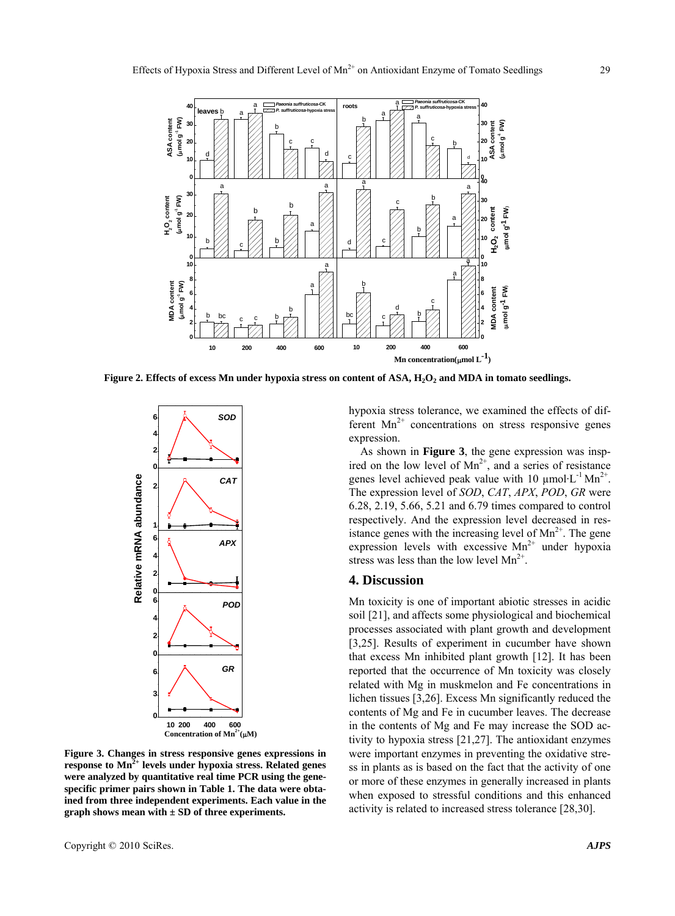**Figure 2. Effects of excess Mn under hypoxia stress on content of ASA, $H_2O_2$ and MDA in tomato seedlings.**

**Figure 3. Changes in stress responsive genes expressions in response to $Mn^{2+}$ levels under hypoxia stress. Related genes were analyzed by quantitative real time PCR using the gene-specific primer pairs shown in Table 1. The data were obtained from three independent experiments. Each value in the graph shows mean with ± SD of three experiments.**

hypoxia stress tolerance, we examined the effects of different $Mn^{2+}$ concentrations on stress responsive genes expression.

As shown in **Figure 3**, the gene expression was inspired on the low level of $Mn^{2+}$, and a series of resistance genes level achieved peak value with 10 $\mu mol \cdot L^{-1}$ $Mn^{2+}$. The expression level of *SOD*, *CAT*, *APX*, *POD*, *GR* were 6.28, 2.19, 5.66, 5.21 and 6.79 times compared to control respectively. And the expression level decreased in resistance genes with the increasing level of $Mn^{2+}$. The gene expression levels with excessive $Mn^{2+}$ under hypoxia stress was less than the low level $Mn^{2+}$.

## 4. Discussion

Mn toxicity is one of important abiotic stresses in acidic soil [21], and affects some physiological and biochemical processes associated with plant growth and development [3,25]. Results of experiment in cucumber have shown that excess Mn inhibited plant growth [12]. It has been reported that the occurrence of Mn toxicity was closely related with Mg in muskmelon and Fe concentrations in lichen tissues [3,26]. Excess Mn significantly reduced the contents of Mg and Fe in cucumber leaves. The decrease in the contents of Mg and Fe may increase the SOD activity to hypoxia stress [21,27]. The antioxidant enzymes were important enzymes in preventing the oxidative stress in plants as is based on the fact that the activity of one or more of these enzymes in generally increased in plants when exposed to stressful conditions and this enhanced activity is related to increased stress tolerance [28,30].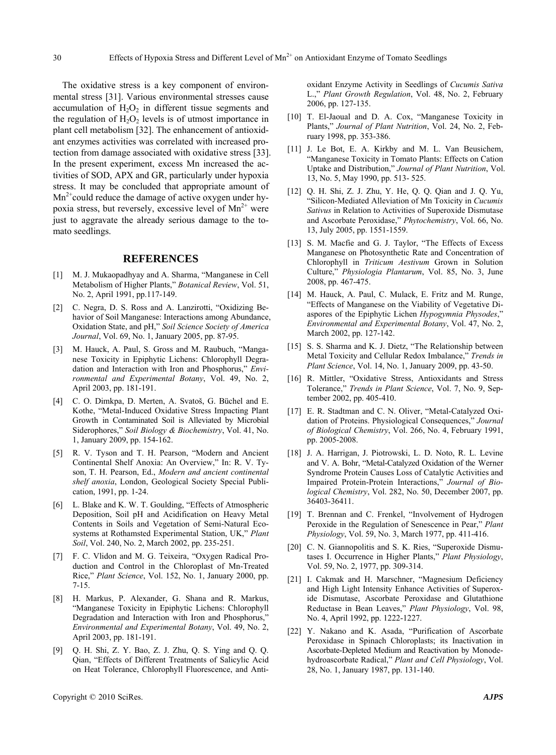The oxidative stress is a key component of environmental stress [31]. Various environmental stresses cause accumulation of $H_2O_2$ in different tissue segments and the regulation of $H_2O_2$ levels is of utmost importance in plant cell metabolism [32]. The enhancement of antioxidant enzymes activities was correlated with increased protection from damage associated with oxidative stress [33]. In the present experiment, excess Mn increased the activities of SOD, APX and GR, particularly under hypoxia stress. It may be concluded that appropriate amount of $Mn^{2+}$could reduce the damage of active oxygen under hypoxia stress, but reversely, excessive level of $Mn^{2+}$ were just to aggravate the already serious damage to the tomato seedlings.

## REFERENCES

[1] M. J. Mukaopadhyay and A. Sharma, "Manganese in Cell Metabolism of Higher Plants," *Botanical Review*, Vol. 51, No. 2, April 1991, pp.117-149.

[2] C. Negra, D. S. Ross and A. Lanzirotti, "Oxidizing Behavior of Soil Manganese: Interactions among Abundance, Oxidation State, and pH," *Soil Science Society of America Journal*, Vol. 69, No. 1, January 2005, pp. 87-95.

[3] M. Hauck, A. Paul, S. Gross and M. Raubuch, "Manganese Toxicity in Epiphytic Lichens: Chlorophyll Degradation and Interaction with Iron and Phosphorus," *Environmental and Experimental Botany*, Vol. 49, No. 2, April 2003, pp. 181-191.

[4] C. O. Dimkpa, D. Merten, A. Svatoš, G. Büchel and E. Kothe, "Metal-Induced Oxidative Stress Impacting Plant Growth in Contaminated Soil is Alleviated by Microbial Siderophores," *Soil Biology & Biochemistry*, Vol. 41, No. 1, January 2009, pp. 154-162.

[5] R. V. Tyson and T. H. Pearson, "Modern and Ancient Continental Shelf Anoxia: An Overview," In: R. V. Tyson, T. H. Pearson, Ed., *Modern and ancient continental shelf anoxia*, London, Geological Society Special Publication, 1991, pp. 1-24.

[6] L. Blake and K. W. T. Goulding, "Effects of Atmospheric Deposition, Soil pH and Acidification on Heavy Metal Contents in Soils and Vegetation of Semi-Natural Ecosystems at Rothamsted Experimental Station, UK," *Plant Soil*, Vol. 240, No. 2, March 2002, pp. 235-251.

[7] F. C. Vlidon and M. G. Teixeira, "Oxygen Radical Production and Control in the Chloroplast of Mn-Treated Rice," *Plant Science*, Vol. 152, No. 1, January 2000, pp. 7-15.

[8] H. Markus, P. Alexander, G. Shana and R. Markus, "Manganese Toxicity in Epiphytic Lichens: Chlorophyll Degradation and Interaction with Iron and Phosphorus," *Environmental and Experimental Botany*, Vol. 49, No. 2, April 2003, pp. 181-191.

[9] Q. H. Shi, Z. Y. Bao, Z. J. Zhu, Q. S. Ying and Q. Q. Qian, "Effects of Different Treatments of Salicylic Acid on Heat Tolerance, Chlorophyll Fluorescence, and Antioxidant Enzyme Activity in Seedlings of *Cucumis Sativa* L.," *Plant Growth Regulation*, Vol. 48, No. 2, February 2006, pp. 127-135.

[10] T. El-Jaoual and D. A. Cox, "Manganese Toxicity in Plants," *Journal of Plant Nutrition*, Vol. 24, No. 2, February 1998, pp. 353-386.

[11] J. Le Bot, E. A. Kirkby and M. L. Van Beusichem, "Manganese Toxicity in Tomato Plants: Effects on Cation Uptake and Distribution," *Journal of Plant Nutrition*, Vol. 13, No. 5, May 1990, pp. 513- 525.

[12] Q. H. Shi, Z. J. Zhu, Y. He, Q. Q. Qian and J. Q. Yu, "Silicon-Mediated Alleviation of Mn Toxicity in *Cucumis Sativus* in Relation to Activities of Superoxide Dismutase and Ascorbate Peroxidase," *Phytochemistry*, Vol. 66, No. 13, July 2005, pp. 1551-1559.

[13] S. M. Macfie and G. J. Taylor, "The Effects of Excess Manganese on Photosynthetic Rate and Concentration of Chlorophyll in *Triticum Aestivum* Grown in Solution Culture," *Physiologia Plantarum*, Vol. 85, No. 3, June 2008, pp. 467-475.

[14] M. Hauck, A. Paul, C. Mulack, E. Fritz and M. Runge, "Effects of Manganese on the Viability of Vegetative Diaspores of the Epiphytic Lichen *Hypogymnia Physodes*," *Environmental and Experimental Botany*, Vol. 47, No. 2, March 2002, pp. 127-142.

[15] S. S. Sharma and K. J. Dietz, "The Relationship between Metal Toxicity and Cellular Redox Imbalance," *Trends in Plant Science*, Vol. 14, No. 1, January 2009, pp. 43-50.

[16] R. Mittler, "Oxidative Stress, Antioxidants and Stress Tolerance," *Trends in Plant Science*, Vol. 7, No. 9, September 2002, pp. 405-410.

[17] E. R. Stadtman and C. N. Oliver, "Metal-Catalyzed Oxidation of Proteins. Physiological Consequences," *Journal of Biological Chemistry*, Vol. 266, No. 4, February 1991, pp. 2005-2008.

[18] J. A. Harrigan, J. Piotrowski, L. D. Noto, R. L. Levine and V. A. Bohr, "Metal-Catalyzed Oxidation of the Werner Syndrome Protein Causes Loss of Catalytic Activities and Impaired Protein-Protein Interactions," *Journal of Biological Chemistry*, Vol. 282, No. 50, December 2007, pp. 36403-36411.

[19] T. Brennan and C. Frenkel, "Involvement of Hydrogen Peroxide in the Regulation of Senescence in Pear," *Plant Physiology*, Vol. 59, No. 3, March 1977, pp. 411-416.

[20] C. N. Giannopolitis and S. K. Ries, "Superoxide Dismutases I. Occurrence in Higher Plants," *Plant Physiology*, Vol. 59, No. 2, 1977, pp. 309-314.

[21] I. Cakmak and H. Marschner, "Magnesium Deficiency and High Light Intensity Enhance Activities of Superoxide Dismutase, Ascorbate Peroxidase and Glutathione Reductase in Bean Leaves," *Plant Physiology*, Vol. 98, No. 4, April 1992, pp. 1222-1227.

[22] Y. Nakano and K. Asada, "Purification of Ascorbate Peroxidase in Spinach Chloroplasts; its Inactivation in Ascorbate-Depleted Medium and Reactivation by Monodehydroascorbate Radical," *Plant and Cell Physiology*, Vol. 28, No. 1, January 1987, pp. 131-140.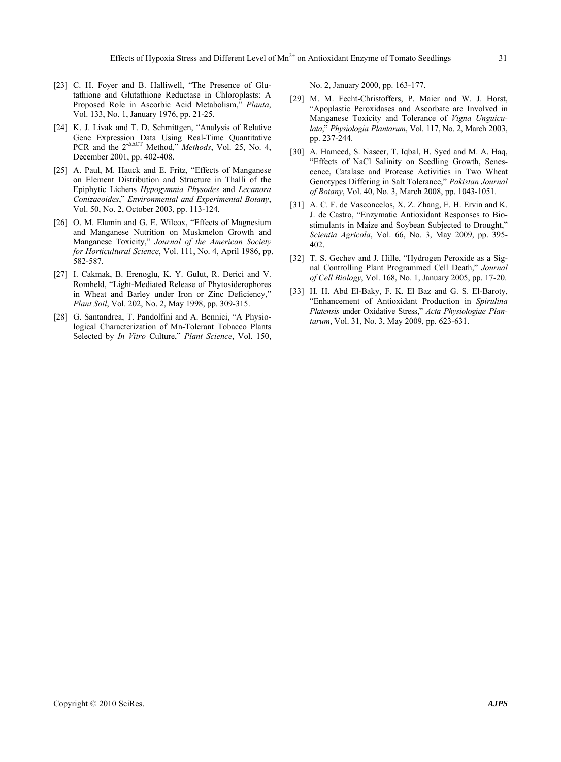[23] C. H. Foyer and B. Halliwell, "The Presence of Glutathione and Glutathione Reductase in Chloroplasts: A Proposed Role in Ascorbic Acid Metabolism," *Planta*, Vol. 133, No. 1, January 1976, pp. 21-25.

[24] K. J. Livak and T. D. Schmittgen, "Analysis of Relative Gene Expression Data Using Real-Time Quantitative PCR and the $2^{-\Delta\Delta CT}$ Method," *Methods*, Vol. 25, No. 4, December 2001, pp. 402-408.

[25] A. Paul, M. Hauck and E. Fritz, "Effects of Manganese on Element Distribution and Structure in Thalli of the Epiphytic Lichens *Hypogymnia Physodes* and *Lecanora Conizaeoides*," *Environmental and Experimental Botany*, Vol. 50, No. 2, October 2003, pp. 113-124.

[26] O. M. Elamin and G. E. Wilcox, "Effects of Magnesium and Manganese Nutrition on Muskmelon Growth and Manganese Toxicity," *Journal of the American Society for Horticultural Science*, Vol. 111, No. 4, April 1986, pp. 582-587.

[27] I. Cakmak, B. Erenoglu, K. Y. Gulut, R. Derici and V. Romheld, "Light-Mediated Release of Phytosiderophores in Wheat and Barley under Iron or Zinc Deficiency," *Plant Soil*, Vol. 202, No. 2, May 1998, pp. 309-315.

[28] G. Santandrea, T. Pandolfini and A. Bennici, "A Physiological Characterization of Mn-Tolerant Tobacco Plants Selected by *In Vitro* Culture," *Plant Science*, Vol. 150, No. 2, January 2000, pp. 163-177.

[29] M. M. Fecht-Christoffers, P. Maier and W. J. Horst, "Apoplastic Peroxidases and Ascorbate are Involved in Manganese Toxicity and Tolerance of *Vigna Unguiculata*," *Physiologia Plantarum*, Vol. 117, No. 2, March 2003, pp. 237-244.

[30] A. Hameed, S. Naseer, T. Iqbal, H. Syed and M. A. Haq, "Effects of NaCl Salinity on Seedling Growth, Senescence, Catalase and Protease Activities in Two Wheat Genotypes Differing in Salt Tolerance," *Pakistan Journal of Botany*, Vol. 40, No. 3, March 2008, pp. 1043-1051.

[31] A. C. F. de Vasconcelos, X. Z. Zhang, E. H. Ervin and K. J. de Castro, "Enzymatic Antioxidant Responses to Biostimulants in Maize and Soybean Subjected to Drought," *Scientia Agricola*, Vol. 66, No. 3, May 2009, pp. 395-402.

[32] T. S. Gechev and J. Hille, "Hydrogen Peroxide as a Signal Controlling Plant Programmed Cell Death," *Journal of Cell Biology*, Vol. 168, No. 1, January 2005, pp. 17-20.

[33] H. H. Abd El-Baky, F. K. El Baz and G. S. El-Baroty, "Enhancement of Antioxidant Production in *Spirulina Platensis* under Oxidative Stress," *Acta Physiologiae Plantarum*, Vol. 31, No. 3, May 2009, pp. 623-631.